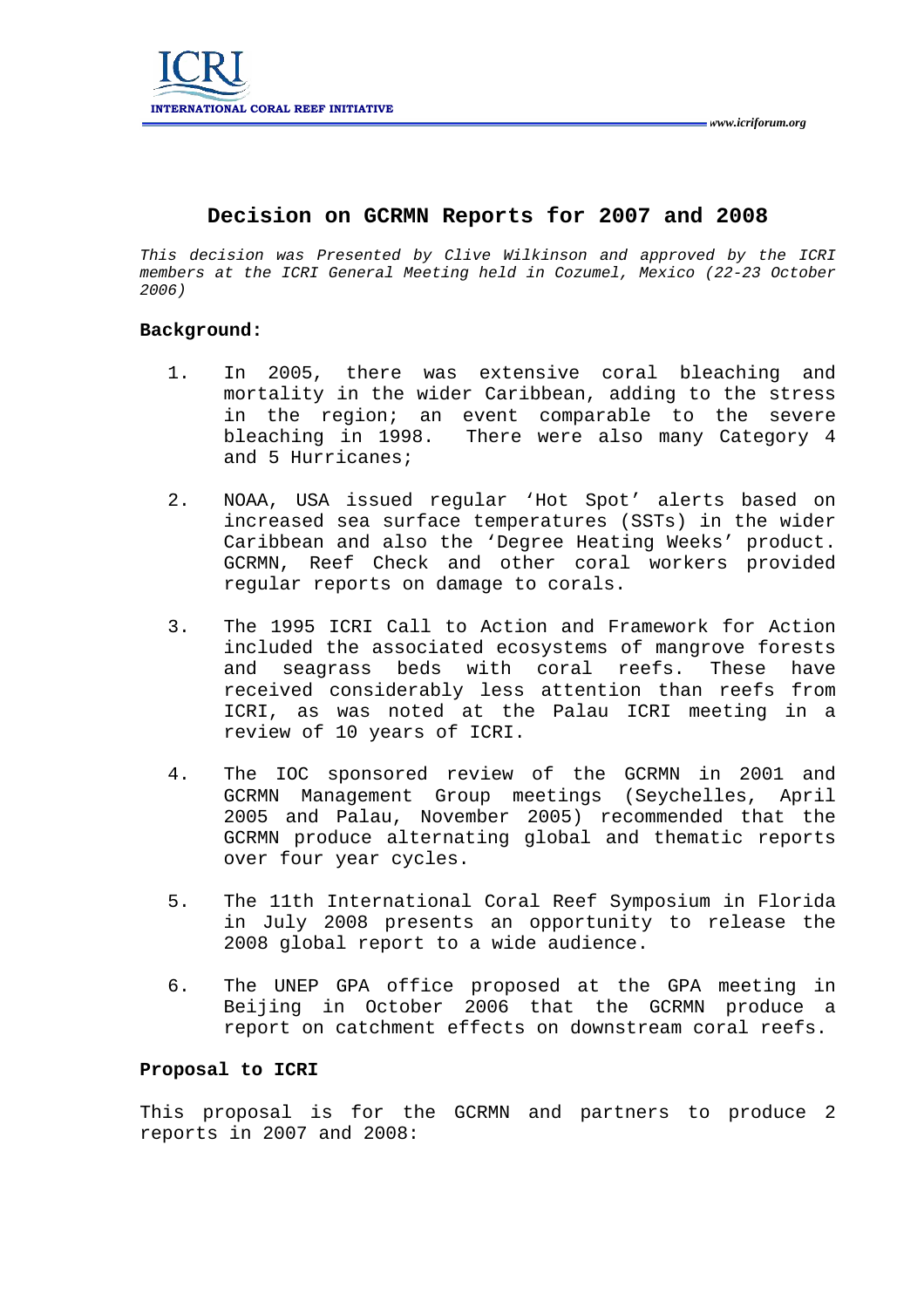# Decision on GCRMN Reports for 2007 and 2008

*This decision was Presented by Clive Wilkinson and approved by the ICRI members at the ICRI General Meeting held in Cozumel, Mexico (22-23 October 2006)*

**Background:**

1. In 2005, there was extensive coral bleaching and mortality in the wider Caribbean, adding to the stress in the region; an event comparable to the severe bleaching in 1998. There were also many Category 4 and 5 Hurricanes;

2. NOAA, USA issued regular 'Hot Spot' alerts based on increased sea surface temperatures (SSTs) in the wider Caribbean and also the 'Degree Heating Weeks' product. GCRMN, Reef Check and other coral workers provided regular reports on damage to corals.

3. The 1995 ICRI Call to Action and Framework for Action included the associated ecosystems of mangrove forests and seagrass beds with coral reefs. These have received considerably less attention than reefs from ICRI, as was noted at the Palau ICRI meeting in a review of 10 years of ICRI.

4. The IOC sponsored review of the GCRMN in 2001 and GCRMN Management Group meetings (Seychelles, April 2005 and Palau, November 2005) recommended that the GCRMN produce alternating global and thematic reports over four year cycles.

5. The 11th International Coral Reef Symposium in Florida in July 2008 presents an opportunity to release the 2008 global report to a wide audience.

6. The UNEP GPA office proposed at the GPA meeting in Beijing in October 2006 that the GCRMN produce a report on catchment effects on downstream coral reefs.

**Proposal to ICRI**

This proposal is for the GCRMN and partners to produce 2 reports in 2007 and 2008: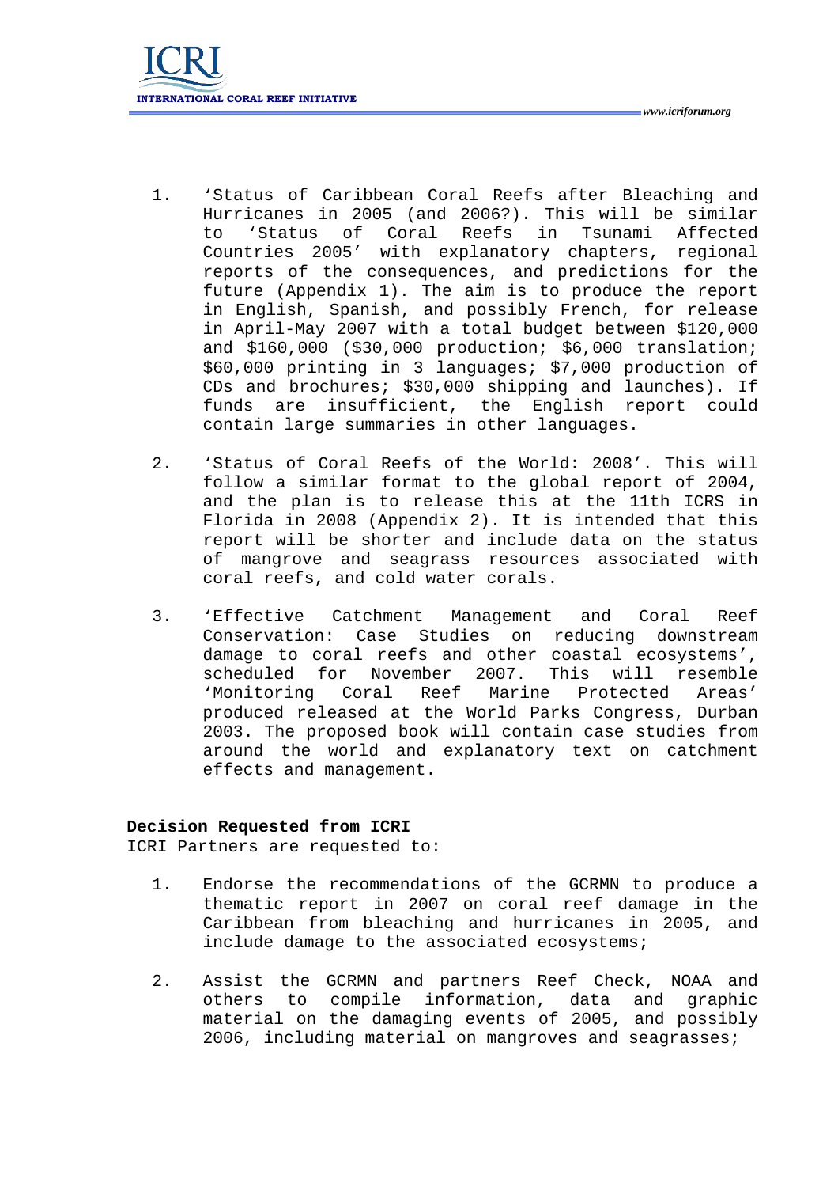1. 'Status of Caribbean Coral Reefs after Bleaching and Hurricanes in 2005 (and 2006?). This will be similar to 'Status of Coral Reefs in Tsunami Affected Countries 2005' with explanatory chapters, regional reports of the consequences, and predictions for the future (Appendix 1). The aim is to produce the report in English, Spanish, and possibly French, for release in April-May 2007 with a total budget between $120,000 and $160,000 ($30,000 production; $6,000 translation; $60,000 printing in 3 languages; $7,000 production of CDs and brochures; $30,000 shipping and launches). If funds are insufficient, the English report could contain large summaries in other languages.

2. 'Status of Coral Reefs of the World: 2008'. This will follow a similar format to the global report of 2004, and the plan is to release this at the 11th ICRS in Florida in 2008 (Appendix 2). It is intended that this report will be shorter and include data on the status of mangrove and seagrass resources associated with coral reefs, and cold water corals.

3. 'Effective Catchment Management and Coral Reef Conservation: Case Studies on reducing downstream damage to coral reefs and other coastal ecosystems', scheduled for November 2007. This will resemble 'Monitoring Coral Reef Marine Protected Areas' produced released at the World Parks Congress, Durban 2003. The proposed book will contain case studies from around the world and explanatory text on catchment effects and management.

**Decision Requested from ICRI**

ICRI Partners are requested to:

1. Endorse the recommendations of the GCRMN to produce a thematic report in 2007 on coral reef damage in the Caribbean from bleaching and hurricanes in 2005, and include damage to the associated ecosystems;

2. Assist the GCRMN and partners Reef Check, NOAA and others to compile information, data and graphic material on the damaging events of 2005, and possibly 2006, including material on mangroves and seagrasses;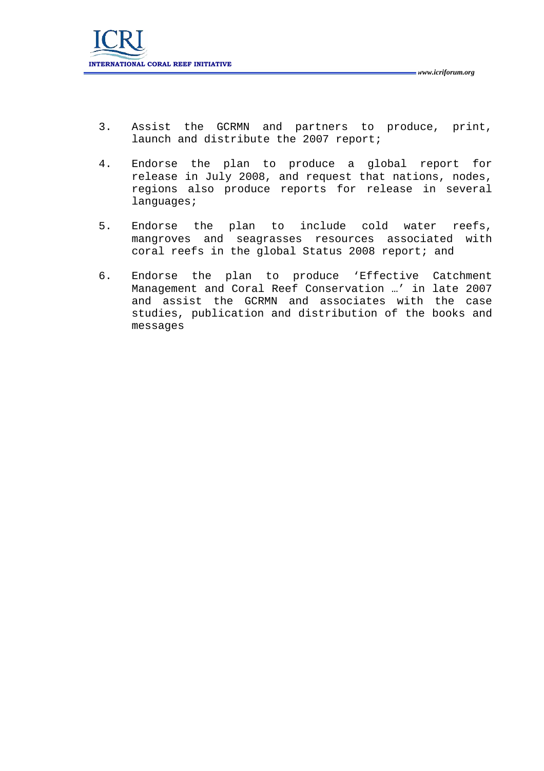3. Assist the GCRMN and partners to produce, print, launch and distribute the 2007 report;

4. Endorse the plan to produce a global report for release in July 2008, and request that nations, nodes, regions also produce reports for release in several languages;

5. Endorse the plan to include cold water reefs, mangroves and seagrasses resources associated with coral reefs in the global Status 2008 report; and

6. Endorse the plan to produce 'Effective Catchment Management and Coral Reef Conservation …' in late 2007 and assist the GCRMN and associates with the case studies, publication and distribution of the books and messages